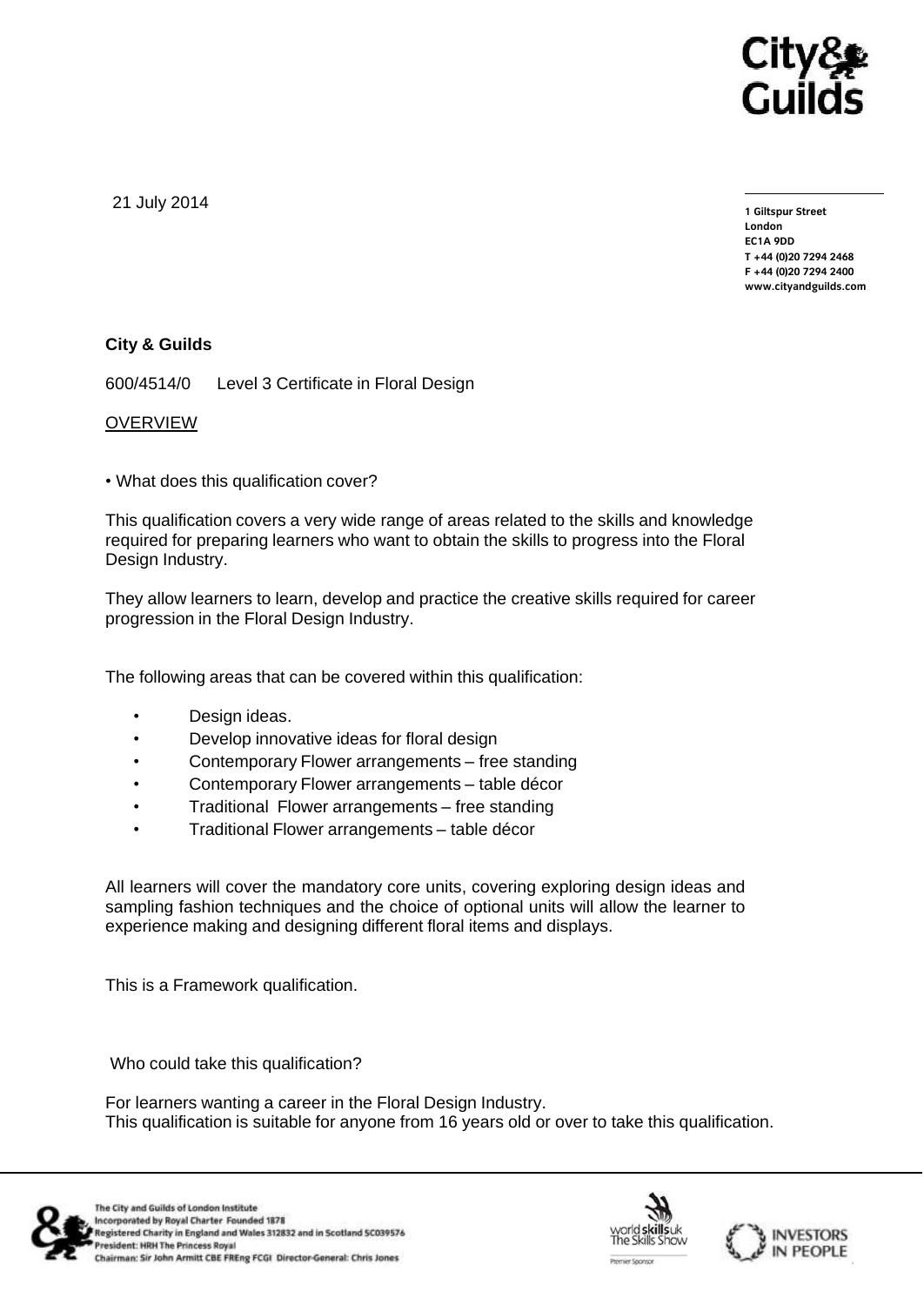21 July 2014

1 Giltspur Street
London
EC1A 9DD
T +44 (0)20 7294 2468
F +44 (0)20 7294 2400
www.cityandguilds.com

**City & Guilds**

600/4514/0 Level 3 Certificate in Floral Design

OVERVIEW

• What does this qualification cover?

This qualification covers a very wide range of areas related to the skills and knowledge required for preparing learners who want to obtain the skills to progress into the Floral Design Industry.

They allow learners to learn, develop and practice the creative skills required for career progression in the Floral Design Industry.

The following areas that can be covered within this qualification:

- Design ideas.
- Develop innovative ideas for floral design
- Contemporary Flower arrangements – free standing
- Contemporary Flower arrangements – table décor
- Traditional Flower arrangements – free standing
- Traditional Flower arrangements – table décor

All learners will cover the mandatory core units, covering exploring design ideas and sampling fashion techniques and the choice of optional units will allow the learner to experience making and designing different floral items and displays.

This is a Framework qualification.

Who could take this qualification?

For learners wanting a career in the Floral Design Industry.
This qualification is suitable for anyone from 16 years old or over to take this qualification.

The City and Guilds of London Institute
Incorporated by Royal Charter Founded 1878
Registered Charity in England and Wales 312832 and in Scotland SC039576
President: HRH The Princess Royal
Chairman: Sir John Armitt CBE FREng FCGI Director-General: Chris Jones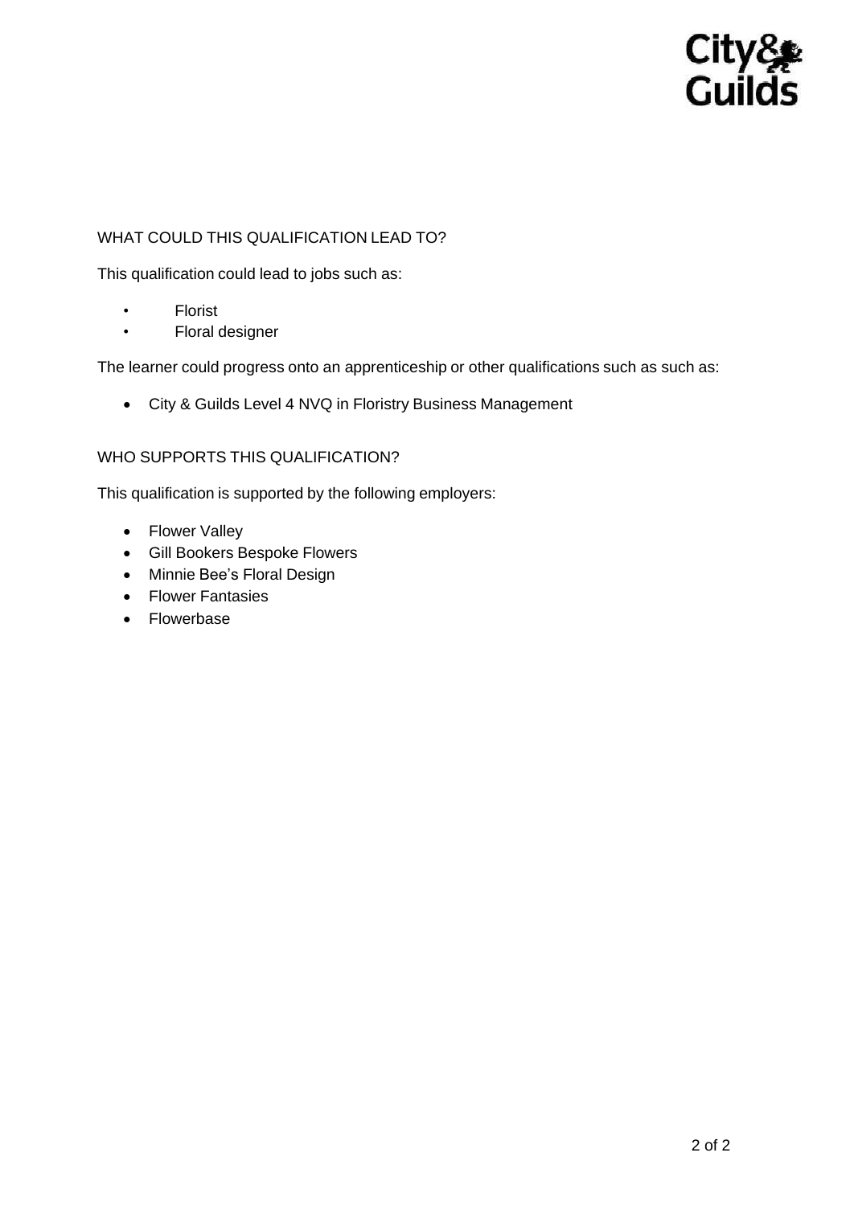## WHAT COULD THIS QUALIFICATION LEAD TO?

This qualification could lead to jobs such as:

- Florist
- Floral designer

The learner could progress onto an apprenticeship or other qualifications such as such as:

- City & Guilds Level 4 NVQ in Floristry Business Management

## WHO SUPPORTS THIS QUALIFICATION?

This qualification is supported by the following employers:

- Flower Valley
- Gill Bookers Bespoke Flowers
- Minnie Bee's Floral Design
- Flower Fantasies
- Flowerbase